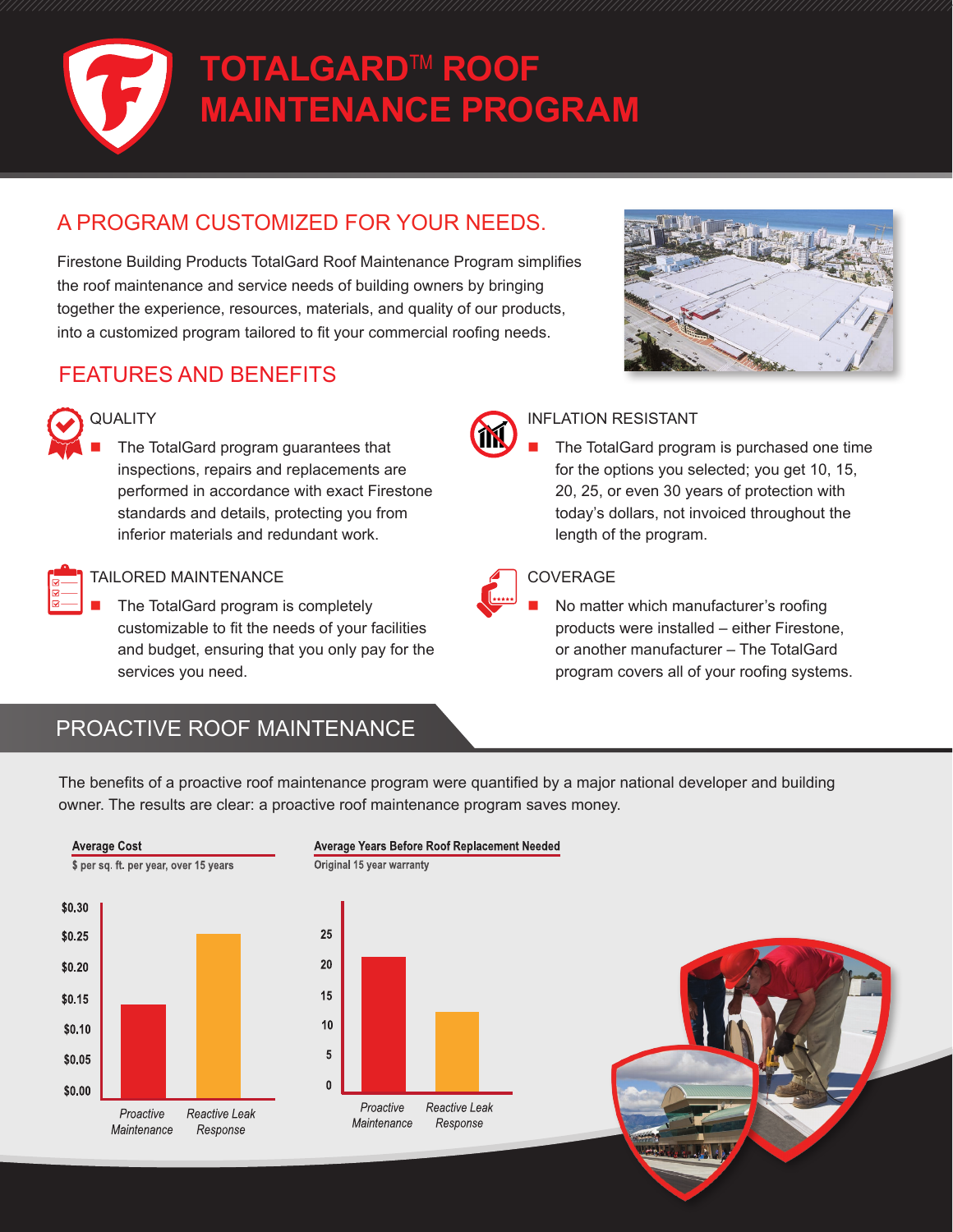# TOTALGARD™ ROOF MAINTENANCE PROGRAM

## A PROGRAM CUSTOMIZED FOR YOUR NEEDS.

Firestone Building Products TotalGard Roof Maintenance Program simplifies the roof maintenance and service needs of building owners by bringing together the experience, resources, materials, and quality of our products, into a customized program tailored to fit your commercial roofing needs.

## FEATURES AND BENEFITS

### QUALITY

- The TotalGard program guarantees that inspections, repairs and replacements are performed in accordance with exact Firestone standards and details, protecting you from inferior materials and redundant work.

### TAILORED MAINTENANCE

- The TotalGard program is completely customizable to fit the needs of your facilities and budget, ensuring that you only pay for the services you need.

### INFLATION RESISTANT

- The TotalGard program is purchased one time for the options you selected; you get 10, 15, 20, 25, or even 30 years of protection with today's dollars, not invoiced throughout the length of the program.

### COVERAGE

- No matter which manufacturer's roofing products were installed – either Firestone, or another manufacturer – The TotalGard program covers all of your roofing systems.

## PROACTIVE ROOF MAINTENANCE

The benefits of a proactive roof maintenance program were quantified by a major national developer and building owner. The results are clear: a proactive roof maintenance program saves money.

**Average Cost**
$ per sq. ft. per year, over 15 years

| | Proactive Maintenance | Reactive Leak Response |
|---|---|---|
| Average Cost | ~$0.14 | ~$0.26 |

**Average Years Before Roof Replacement Needed**
Original 15 year warranty

| | Proactive Maintenance | Reactive Leak Response |
|---|---|---|
| Years | ~22 | ~13 |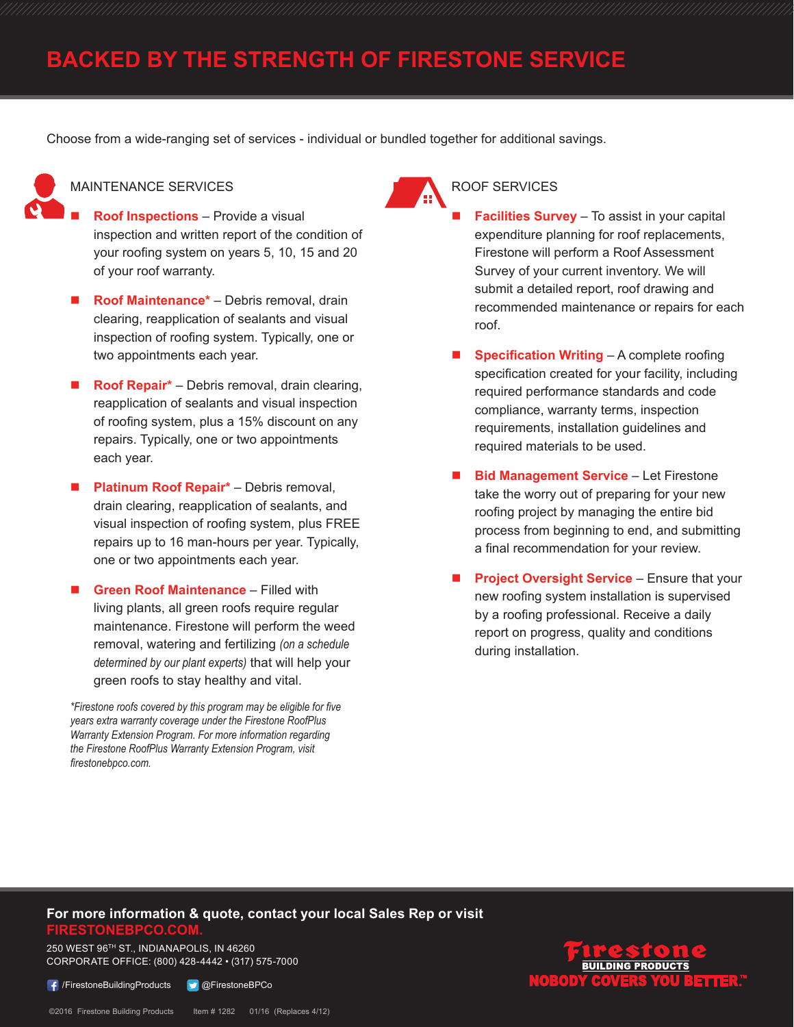# BACKED BY THE STRENGTH OF FIRESTONE SERVICE

Choose from a wide-ranging set of services - individual or bundled together for additional savings.

## MAINTENANCE SERVICES

- **Roof Inspections** – Provide a visual inspection and written report of the condition of your roofing system on years 5, 10, 15 and 20 of your roof warranty.
- **Roof Maintenance*** – Debris removal, drain clearing, reapplication of sealants and visual inspection of roofing system. Typically, one or two appointments each year.
- **Roof Repair*** – Debris removal, drain clearing, reapplication of sealants and visual inspection of roofing system, plus a 15% discount on any repairs. Typically, one or two appointments each year.
- **Platinum Roof Repair*** – Debris removal, drain clearing, reapplication of sealants, and visual inspection of roofing system, plus FREE repairs up to 16 man-hours per year. Typically, one or two appointments each year.
- **Green Roof Maintenance** – Filled with living plants, all green roofs require regular maintenance. Firestone will perform the weed removal, watering and fertilizing *(on a schedule determined by our plant experts)* that will help your green roofs to stay healthy and vital.

*\*Firestone roofs covered by this program may be eligible for five years extra warranty coverage under the Firestone RoofPlus Warranty Extension Program. For more information regarding the Firestone RoofPlus Warranty Extension Program, visit firestonebpco.com.*

## ROOF SERVICES

- **Facilities Survey** – To assist in your capital expenditure planning for roof replacements, Firestone will perform a Roof Assessment Survey of your current inventory. We will submit a detailed report, roof drawing and recommended maintenance or repairs for each roof.
- **Specification Writing** – A complete roofing specification created for your facility, including required performance standards and code compliance, warranty terms, inspection requirements, installation guidelines and required materials to be used.
- **Bid Management Service** – Let Firestone take the worry out of preparing for your new roofing project by managing the entire bid process from beginning to end, and submitting a final recommendation for your review.
- **Project Oversight Service** – Ensure that your new roofing system installation is supervised by a roofing professional. Receive a daily report on progress, quality and conditions during installation.

**For more information & quote, contact your local Sales Rep or visit FIRESTONEBPCO.COM.**

250 WEST 96TH ST., INDIANAPOLIS, IN 46260
CORPORATE OFFICE: (800) 428-4442 • (317) 575-7000

/FirestoneBuildingProducts @FirestoneBPCo

Firestone BUILDING PRODUCTS
NOBODY COVERS YOU BETTER.™

©2016 Firestone Building Products Item # 1282 01/16 (Replaces 4/12)